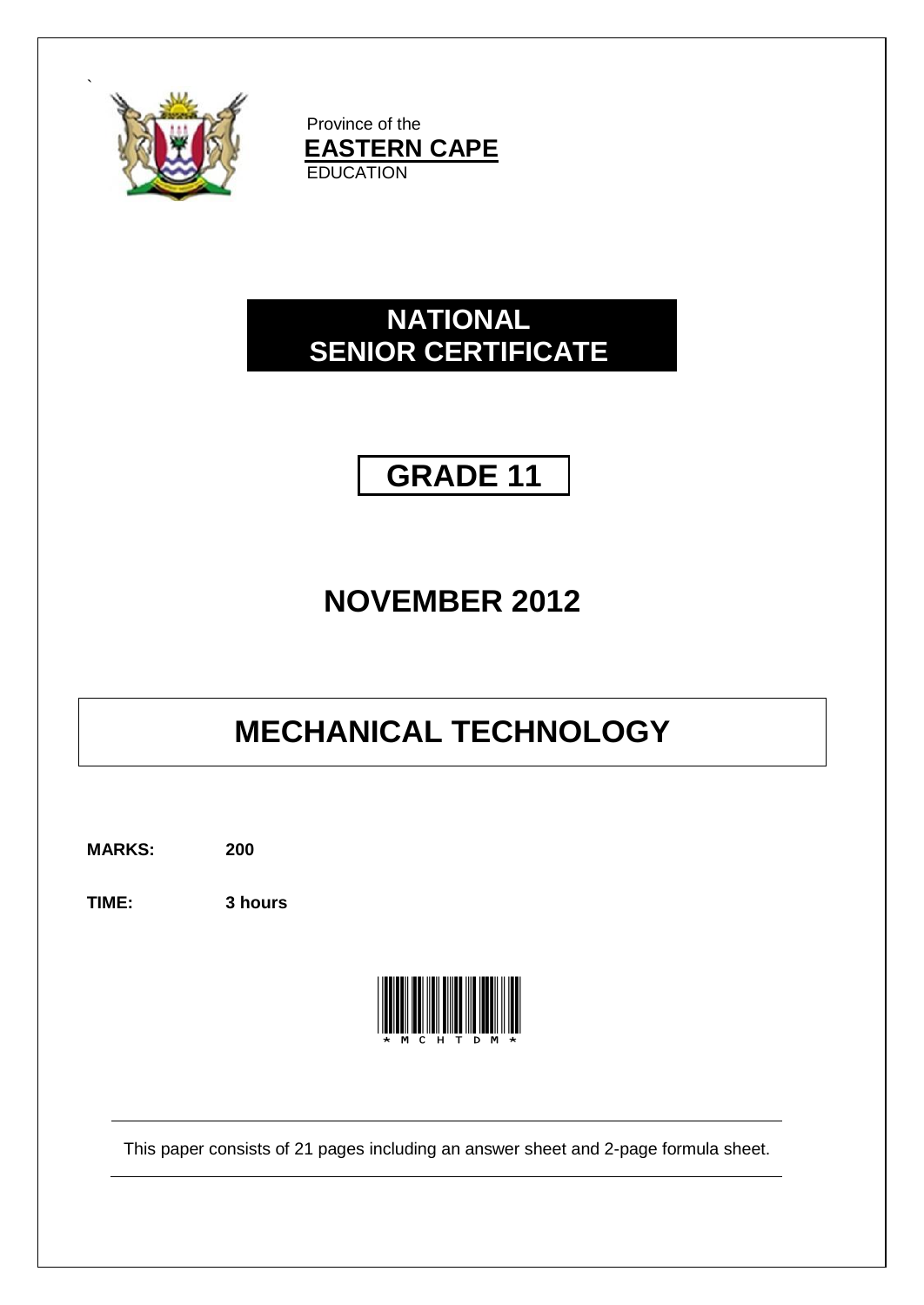Province of the
**EASTERN CAPE**
EDUCATION

# NATIONAL SENIOR CERTIFICATE

## GRADE 11

## NOVEMBER 2012

# MECHANICAL TECHNOLOGY

**MARKS:** **200**

**TIME:** **3 hours**

*MCHTDM*

This paper consists of 21 pages including an answer sheet and 2-page formula sheet.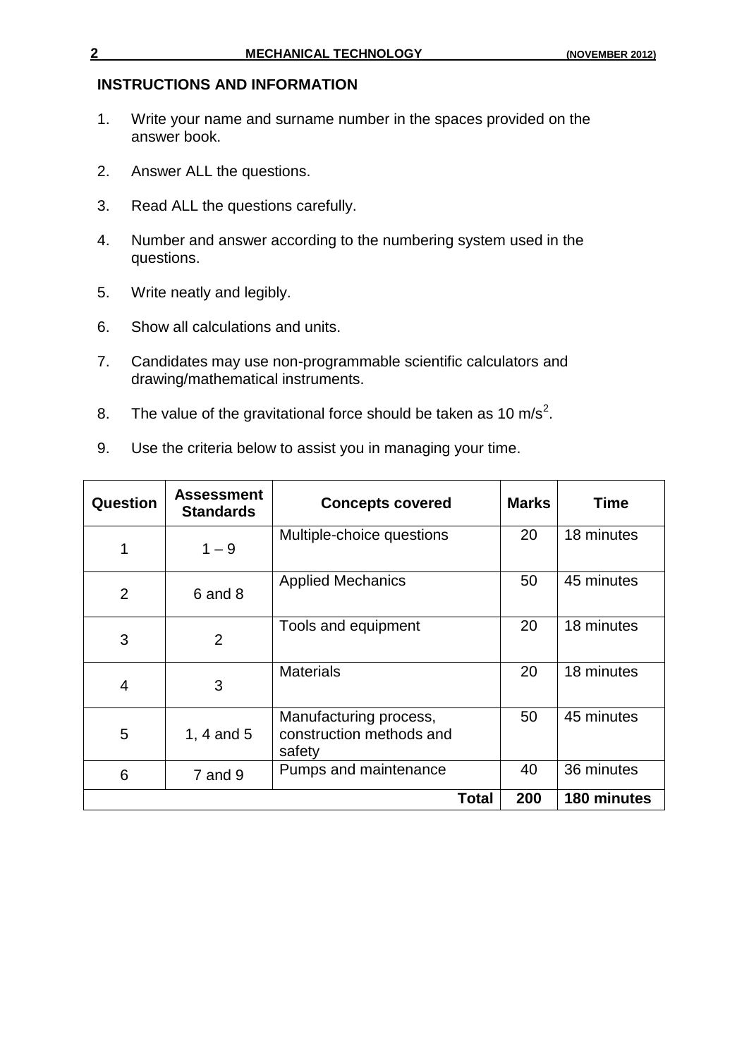## INSTRUCTIONS AND INFORMATION

1. Write your name and surname number in the spaces provided on the answer book.
2. Answer ALL the questions.
3. Read ALL the questions carefully.
4. Number and answer according to the numbering system used in the questions.
5. Write neatly and legibly.
6. Show all calculations and units.
7. Candidates may use non-programmable scientific calculators and drawing/mathematical instruments.
8. The value of the gravitational force should be taken as 10 m/s$^2$.
9. Use the criteria below to assist you in managing your time.

| Question | Assessment Standards | Concepts covered | Marks | Time |
|---|---|---|---|---|
| 1 | 1 – 9 | Multiple-choice questions | 20 | 18 minutes |
| 2 | 6 and 8 | Applied Mechanics | 50 | 45 minutes |
| 3 | 2 | Tools and equipment | 20 | 18 minutes |
| 4 | 3 | Materials | 20 | 18 minutes |
| 5 | 1, 4 and 5 | Manufacturing process, construction methods and safety | 50 | 45 minutes |
| 6 | 7 and 9 | Pumps and maintenance | 40 | 36 minutes |
| | | **Total** | **200** | **180 minutes** |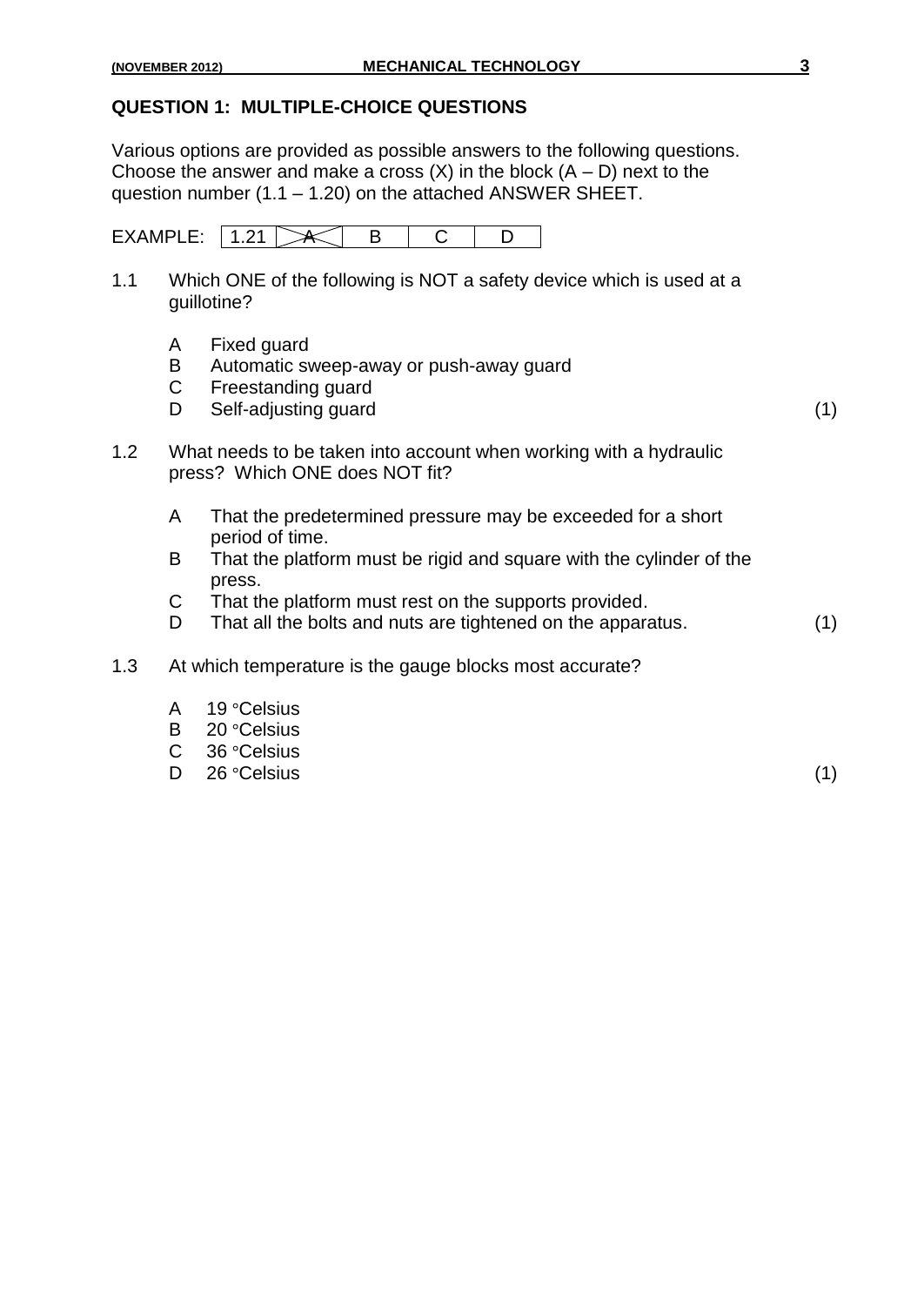## QUESTION 1: MULTIPLE-CHOICE QUESTIONS

Various options are provided as possible answers to the following questions. Choose the answer and make a cross (X) in the block (A – D) next to the question number (1.1 – 1.20) on the attached ANSWER SHEET.

EXAMPLE:

| 1.21 | ~~A~~ | B | C | D |
|---|---|---|---|---|

1.1 Which ONE of the following is NOT a safety device which is used at a guillotine?

- A Fixed guard
- B Automatic sweep-away or push-away guard
- C Freestanding guard
- D Self-adjusting guard (1)

1.2 What needs to be taken into account when working with a hydraulic press? Which ONE does NOT fit?

- A That the predetermined pressure may be exceeded for a short period of time.
- B That the platform must be rigid and square with the cylinder of the press.
- C That the platform must rest on the supports provided.
- D That all the bolts and nuts are tightened on the apparatus. (1)

1.3 At which temperature is the gauge blocks most accurate?

- A 19 °Celsius
- B 20 °Celsius
- C 36 °Celsius
- D 26 °Celsius (1)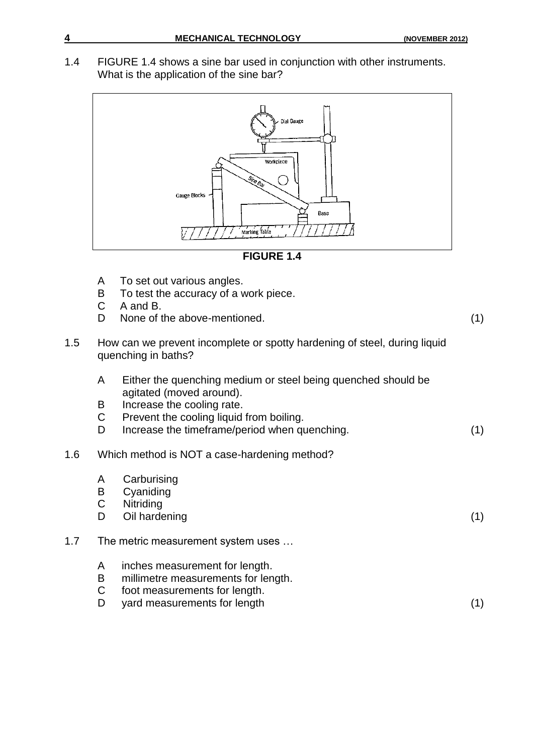1.4 FIGURE 1.4 shows a sine bar used in conjunction with other instruments. What is the application of the sine bar?

**FIGURE 1.4**

- A To set out various angles.
- B To test the accuracy of a work piece.
- C A and B.
- D None of the above-mentioned. (1)

1.5 How can we prevent incomplete or spotty hardening of steel, during liquid quenching in baths?

- A Either the quenching medium or steel being quenched should be agitated (moved around).
- B Increase the cooling rate.
- C Prevent the cooling liquid from boiling.
- D Increase the timeframe/period when quenching. (1)

1.6 Which method is NOT a case-hardening method?

- A Carburising
- B Cyaniding
- C Nitriding
- D Oil hardening (1)

1.7 The metric measurement system uses …

- A inches measurement for length.
- B millimetre measurements for length.
- C foot measurements for length.
- D yard measurements for length (1)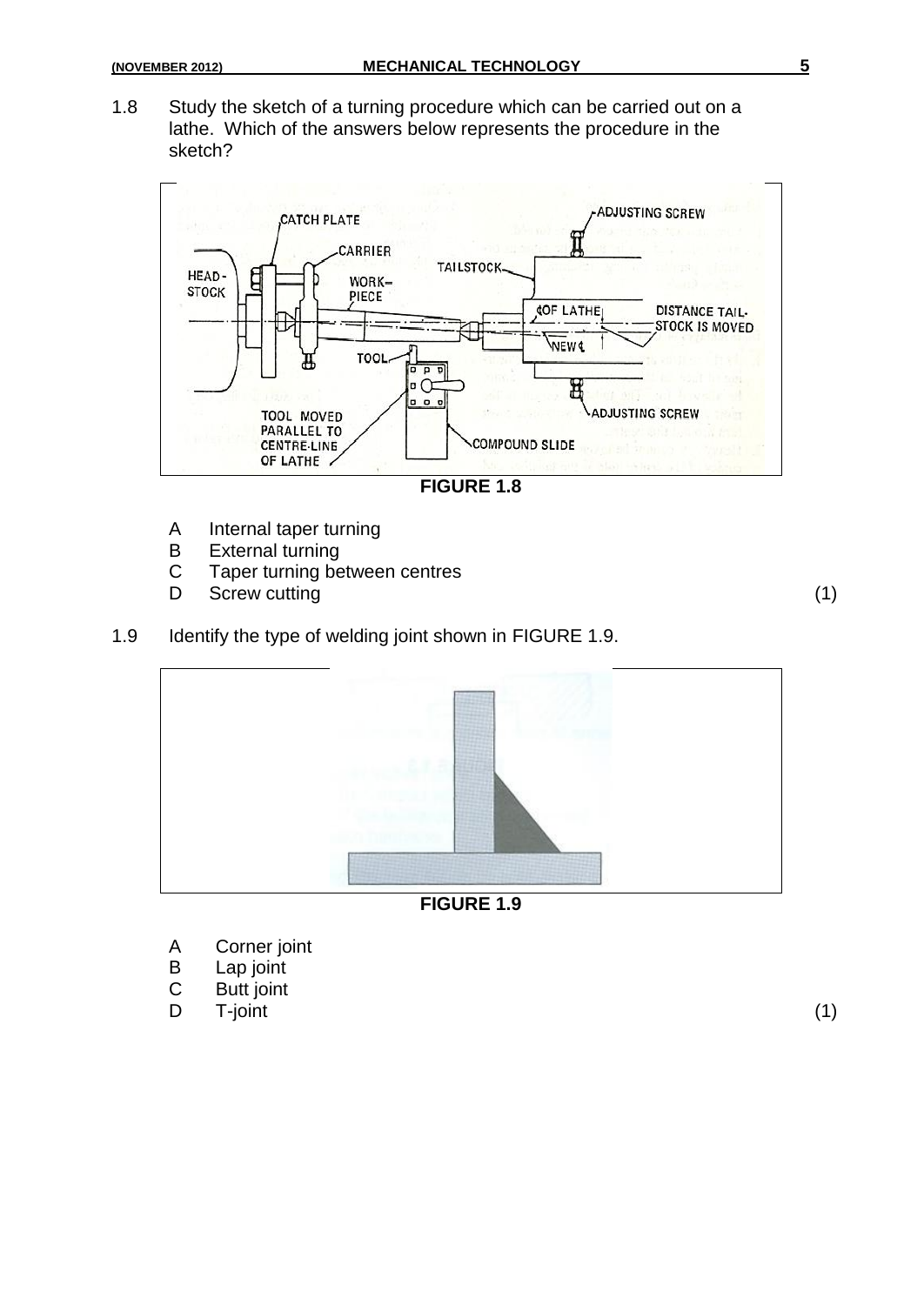1.8 Study the sketch of a turning procedure which can be carried out on a lathe. Which of the answers below represents the procedure in the sketch?

**FIGURE 1.8**

A Internal taper turning
B External turning
C Taper turning between centres
D Screw cutting (1)

1.9 Identify the type of welding joint shown in FIGURE 1.9.

**FIGURE 1.9**

A Corner joint
B Lap joint
C Butt joint
D T-joint (1)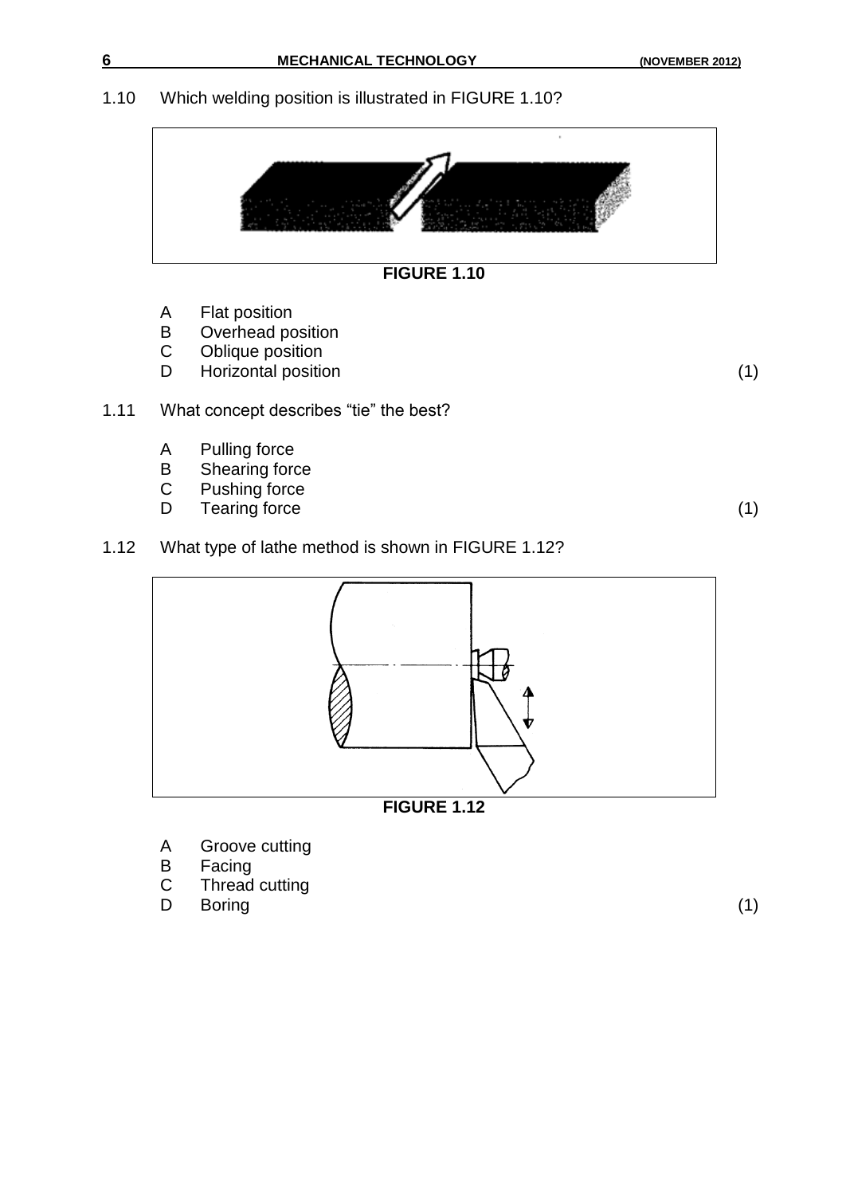1.10 Which welding position is illustrated in FIGURE 1.10?

**FIGURE 1.10**

A Flat position
B Overhead position
C Oblique position
D Horizontal position (1)

1.11 What concept describes "tie" the best?

A Pulling force
B Shearing force
C Pushing force
D Tearing force (1)

1.12 What type of lathe method is shown in FIGURE 1.12?

**FIGURE 1.12**

A Groove cutting
B Facing
C Thread cutting
D Boring (1)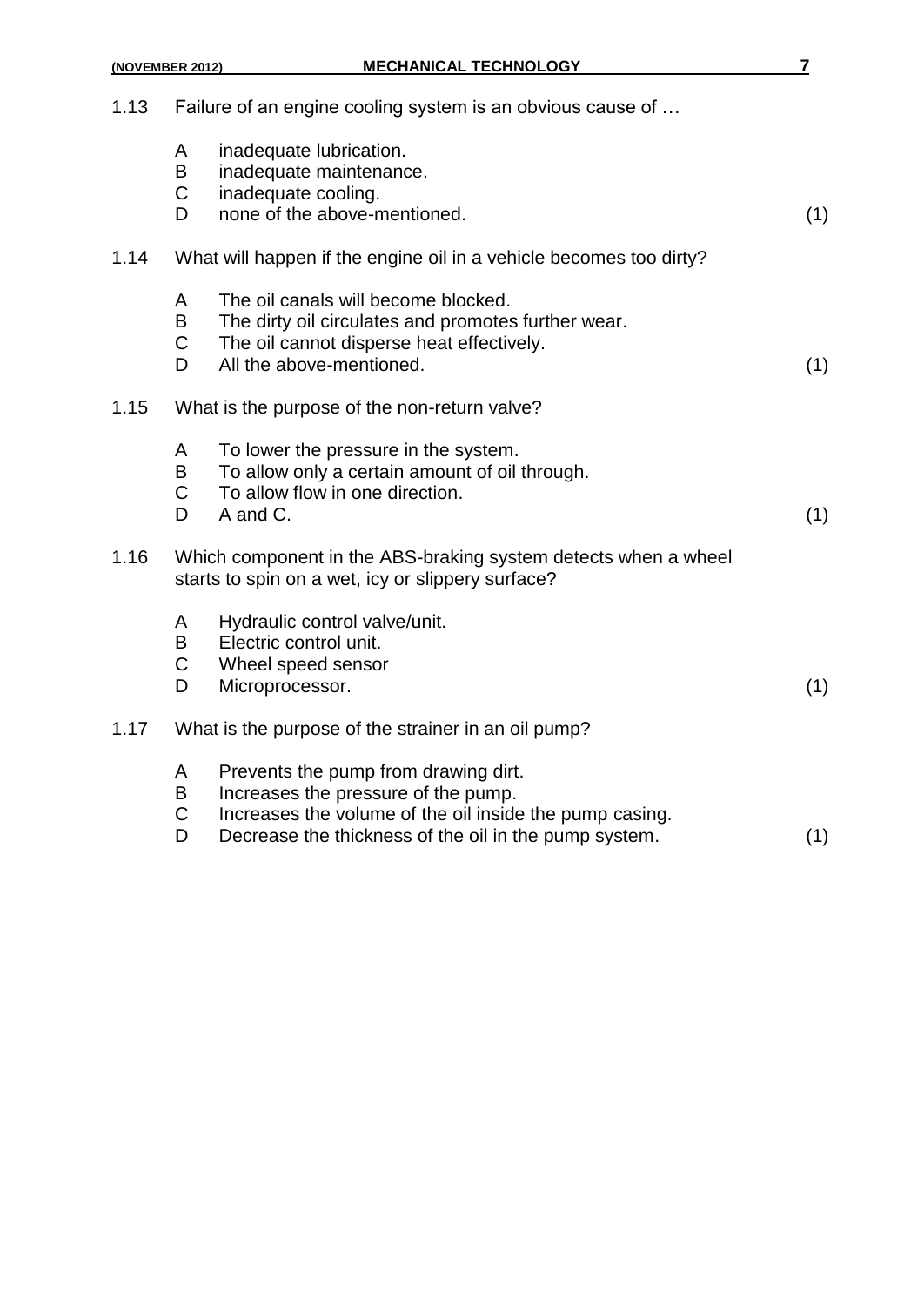1.13 Failure of an engine cooling system is an obvious cause of …

- A inadequate lubrication.
- B inadequate maintenance.
- C inadequate cooling.
- D none of the above-mentioned. (1)

1.14 What will happen if the engine oil in a vehicle becomes too dirty?

- A The oil canals will become blocked.
- B The dirty oil circulates and promotes further wear.
- C The oil cannot disperse heat effectively.
- D All the above-mentioned. (1)

1.15 What is the purpose of the non-return valve?

- A To lower the pressure in the system.
- B To allow only a certain amount of oil through.
- C To allow flow in one direction.
- D A and C. (1)

1.16 Which component in the ABS-braking system detects when a wheel starts to spin on a wet, icy or slippery surface?

- A Hydraulic control valve/unit.
- B Electric control unit.
- C Wheel speed sensor
- D Microprocessor. (1)

1.17 What is the purpose of the strainer in an oil pump?

- A Prevents the pump from drawing dirt.
- B Increases the pressure of the pump.
- C Increases the volume of the oil inside the pump casing.
- D Decrease the thickness of the oil in the pump system. (1)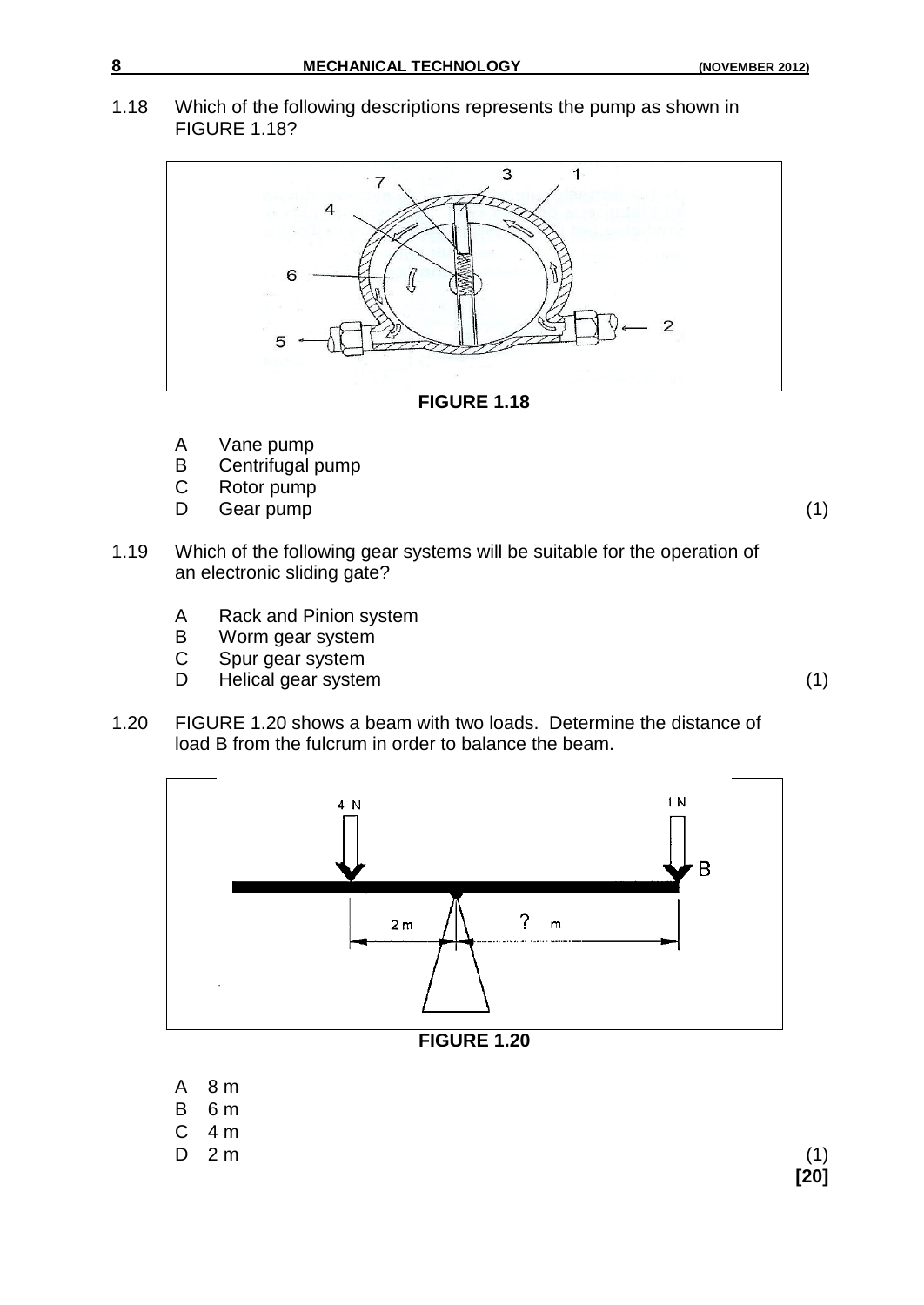1.18 Which of the following descriptions represents the pump as shown in FIGURE 1.18?

**FIGURE 1.18**

- A Vane pump
- B Centrifugal pump
- C Rotor pump
- D Gear pump (1)

1.19 Which of the following gear systems will be suitable for the operation of an electronic sliding gate?

- A Rack and Pinion system
- B Worm gear system
- C Spur gear system
- D Helical gear system (1)

1.20 FIGURE 1.20 shows a beam with two loads. Determine the distance of load B from the fulcrum in order to balance the beam.

**FIGURE 1.20**

- A 8 m
- B 6 m
- C 4 m
- D 2 m (1)

**[20]**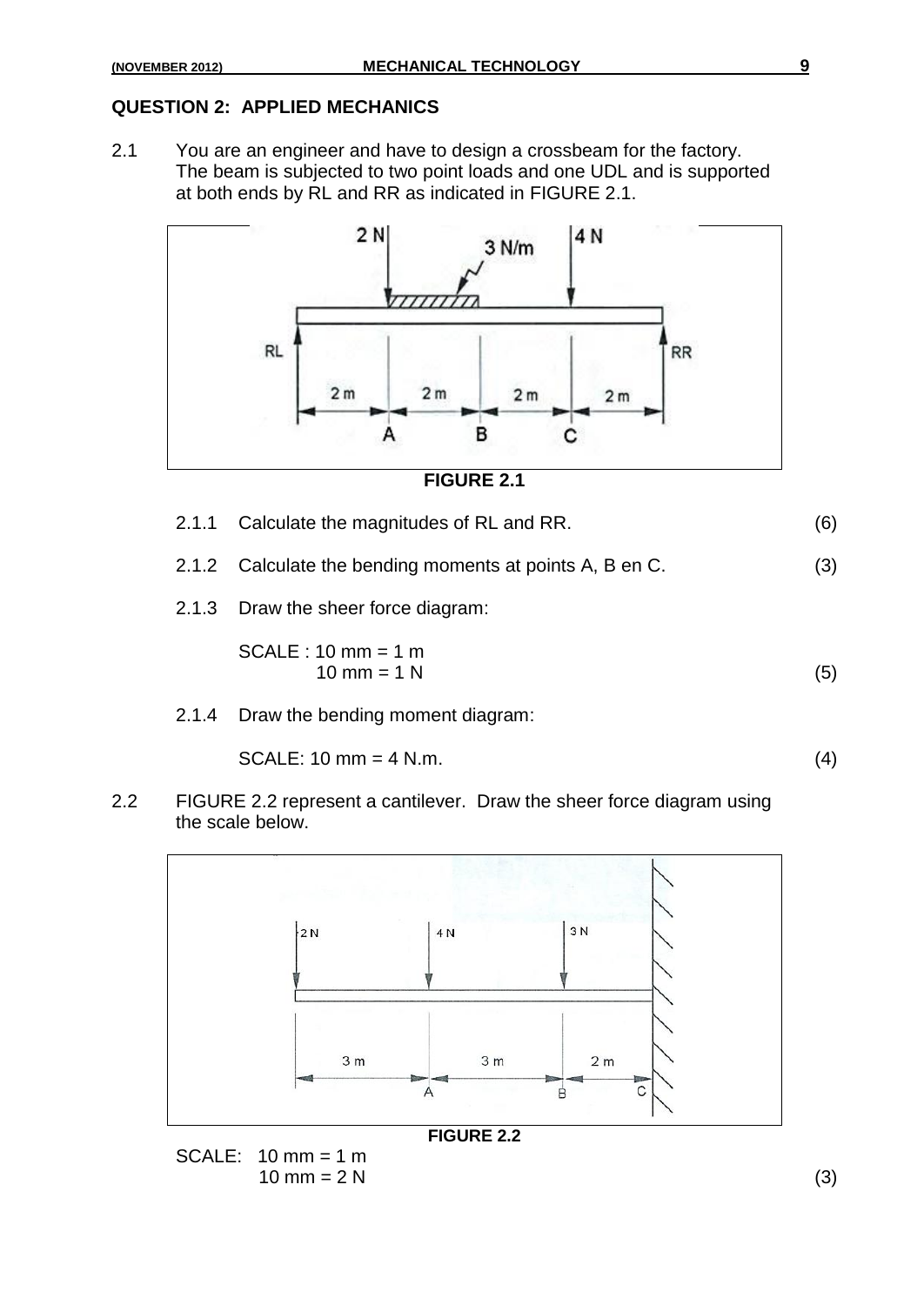## QUESTION 2: APPLIED MECHANICS

2.1 You are an engineer and have to design a crossbeam for the factory. The beam is subjected to two point loads and one UDL and is supported at both ends by RL and RR as indicated in FIGURE 2.1.

**FIGURE 2.1**

2.1.1 Calculate the magnitudes of RL and RR. (6)

2.1.2 Calculate the bending moments at points A, B en C. (3)

2.1.3 Draw the sheer force diagram:

SCALE : 10 mm = 1 m
10 mm = 1 N (5)

2.1.4 Draw the bending moment diagram:

SCALE: 10 mm = 4 N.m. (4)

2.2 FIGURE 2.2 represent a cantilever. Draw the sheer force diagram using the scale below.

**FIGURE 2.2**

SCALE: 10 mm = 1 m
10 mm = 2 N (3)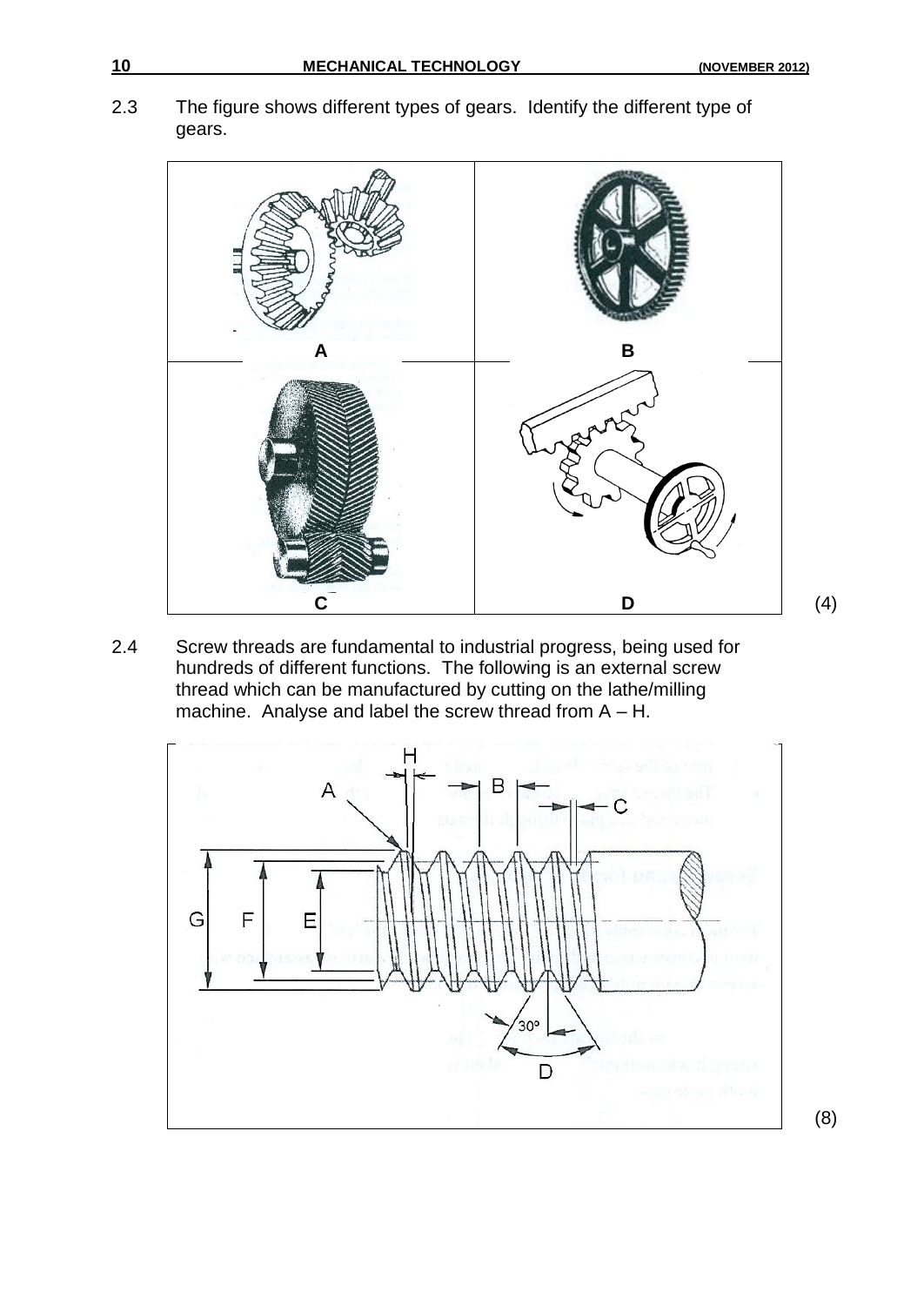2.3 The figure shows different types of gears. Identify the different type of gears.

| A | B |
|---|---|
| C | D |

(4)

2.4 Screw threads are fundamental to industrial progress, being used for hundreds of different functions. The following is an external screw thread which can be manufactured by cutting on the lathe/milling machine. Analyse and label the screw thread from A – H.

(8)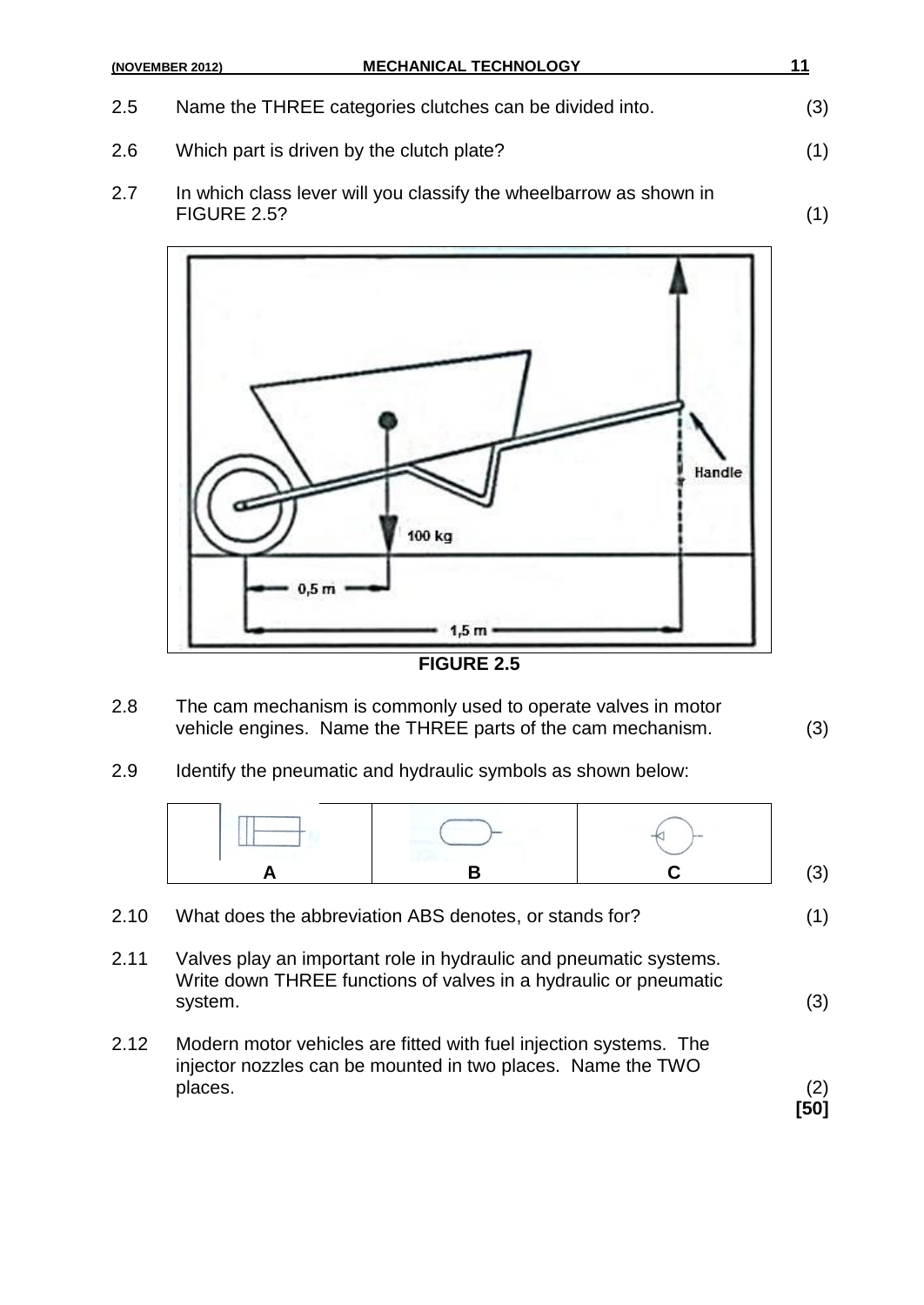2.5 Name the THREE categories clutches can be divided into. (3)

2.6 Which part is driven by the clutch plate? (1)

2.7 In which class lever will you classify the wheelbarrow as shown in FIGURE 2.5? (1)

FIGURE 2.5

2.8 The cam mechanism is commonly used to operate valves in motor vehicle engines. Name the THREE parts of the cam mechanism. (3)

2.9 Identify the pneumatic and hydraulic symbols as shown below:

| A | B | C |
|---|---|---|

(3)

2.10 What does the abbreviation ABS denotes, or stands for? (1)

2.11 Valves play an important role in hydraulic and pneumatic systems. Write down THREE functions of valves in a hydraulic or pneumatic system. (3)

2.12 Modern motor vehicles are fitted with fuel injection systems. The injector nozzles can be mounted in two places. Name the TWO places. (2)

**[50]**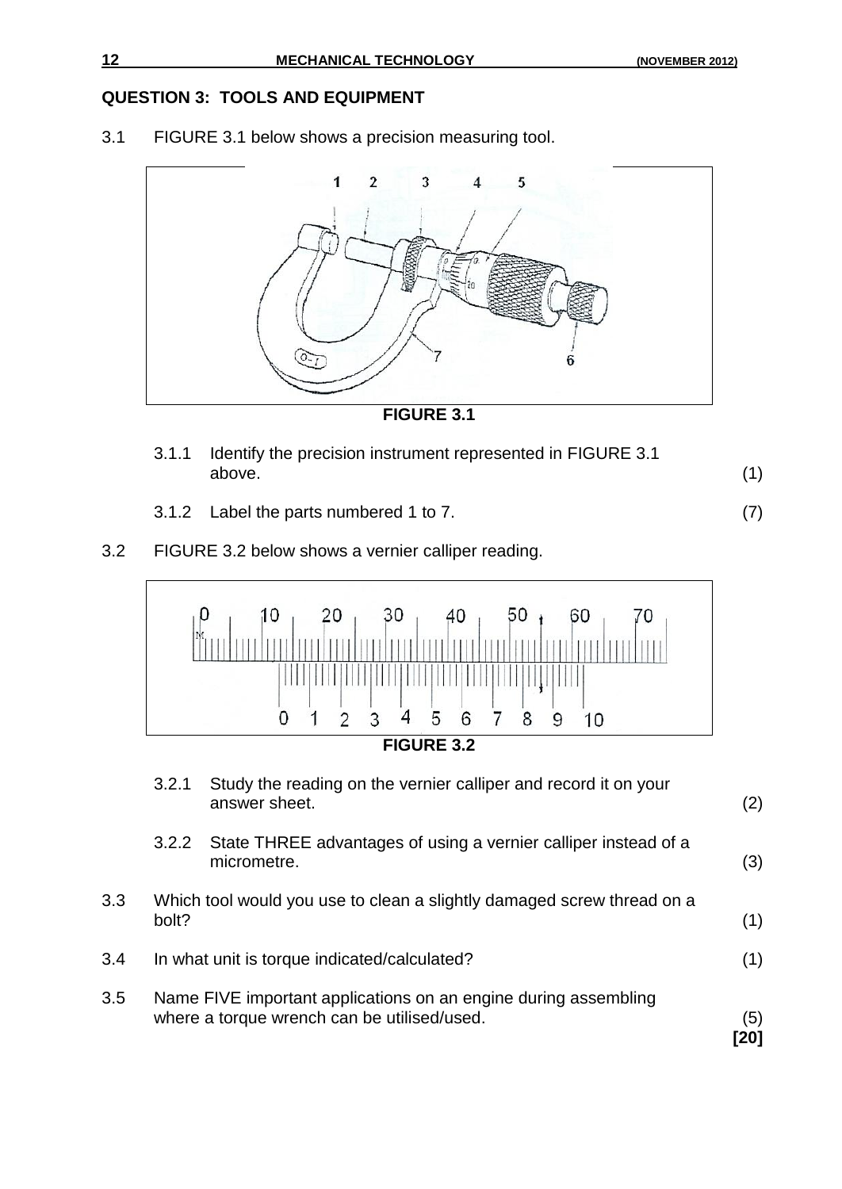## QUESTION 3: TOOLS AND EQUIPMENT

3.1 FIGURE 3.1 below shows a precision measuring tool.

**FIGURE 3.1**

3.1.1 Identify the precision instrument represented in FIGURE 3.1 above. (1)

3.1.2 Label the parts numbered 1 to 7. (7)

3.2 FIGURE 3.2 below shows a vernier calliper reading.

**FIGURE 3.2**

3.2.1 Study the reading on the vernier calliper and record it on your answer sheet. (2)

3.2.2 State THREE advantages of using a vernier calliper instead of a micrometre. (3)

3.3 Which tool would you use to clean a slightly damaged screw thread on a bolt? (1)

3.4 In what unit is torque indicated/calculated? (1)

3.5 Name FIVE important applications on an engine during assembling where a torque wrench can be utilised/used. (5)

**[20]**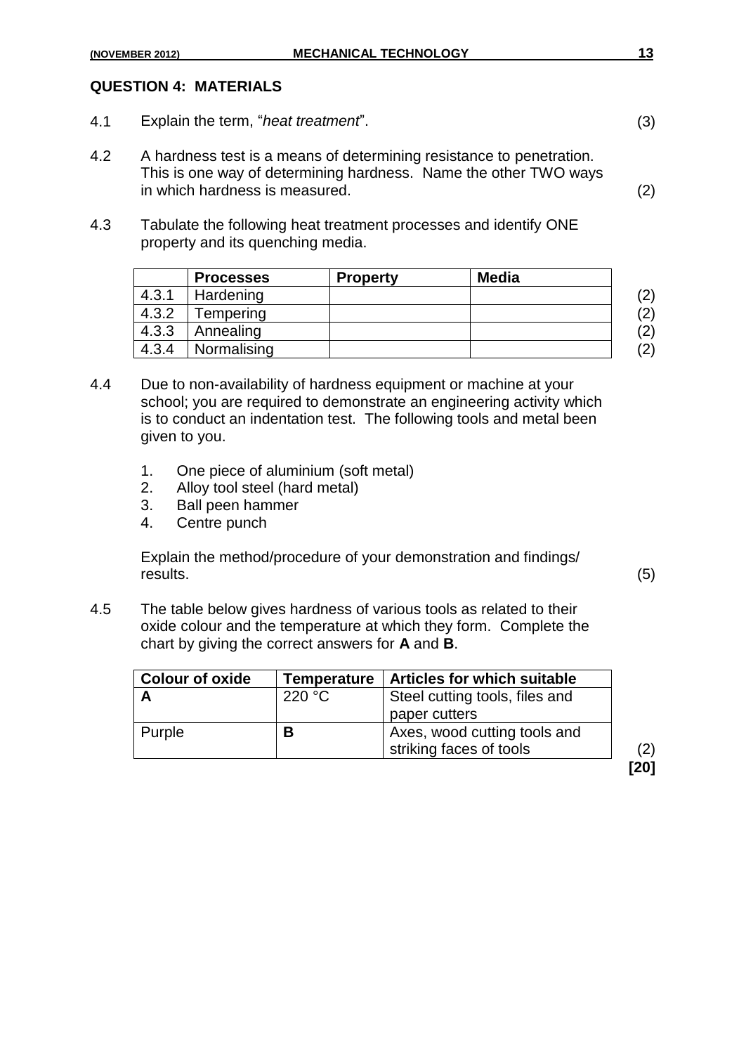## QUESTION 4: MATERIALS

4.1 Explain the term, "*heat treatment*". (3)

4.2 A hardness test is a means of determining resistance to penetration. This is one way of determining hardness. Name the other TWO ways in which hardness is measured. (2)

4.3 Tabulate the following heat treatment processes and identify ONE property and its quenching media.

| | **Processes** | **Property** | **Media** | |
|---|---|---|---|---|
| 4.3.1 | Hardening | | | (2) |
| 4.3.2 | Tempering | | | (2) |
| 4.3.3 | Annealing | | | (2) |
| 4.3.4 | Normalising | | | (2) |

4.4 Due to non-availability of hardness equipment or machine at your school; you are required to demonstrate an engineering activity which is to conduct an indentation test. The following tools and metal been given to you.

1. One piece of aluminium (soft metal)
2. Alloy tool steel (hard metal)
3. Ball peen hammer
4. Centre punch

Explain the method/procedure of your demonstration and findings/ results. (5)

4.5 The table below gives hardness of various tools as related to their oxide colour and the temperature at which they form. Complete the chart by giving the correct answers for **A** and **B**.

| **Colour of oxide** | **Temperature** | **Articles for which suitable** |
|---|---|---|
| **A** | 220 °C | Steel cutting tools, files and paper cutters |
| Purple | **B** | Axes, wood cutting tools and striking faces of tools |

(2)

**[20]**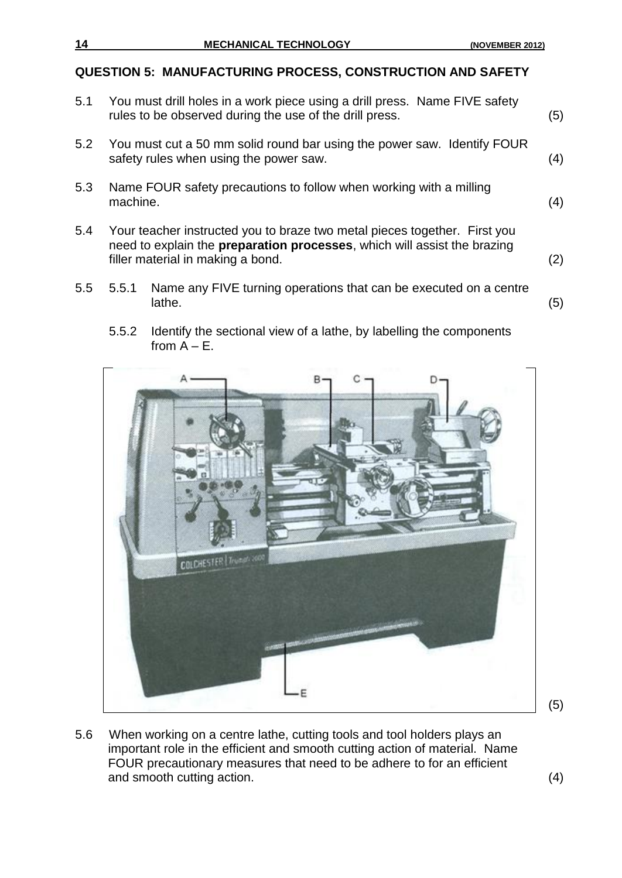## QUESTION 5: MANUFACTURING PROCESS, CONSTRUCTION AND SAFETY

5.1 You must drill holes in a work piece using a drill press. Name FIVE safety rules to be observed during the use of the drill press. (5)

5.2 You must cut a 50 mm solid round bar using the power saw. Identify FOUR safety rules when using the power saw. (4)

5.3 Name FOUR safety precautions to follow when working with a milling machine. (4)

5.4 Your teacher instructed you to braze two metal pieces together. First you need to explain the **preparation processes**, which will assist the brazing filler material in making a bond. (2)

5.5 5.5.1 Name any FIVE turning operations that can be executed on a centre lathe. (5)

5.5.2 Identify the sectional view of a lathe, by labelling the components from A – E.

(5)

5.6 When working on a centre lathe, cutting tools and tool holders plays an important role in the efficient and smooth cutting action of material. Name FOUR precautionary measures that need to be adhere to for an efficient and smooth cutting action. (4)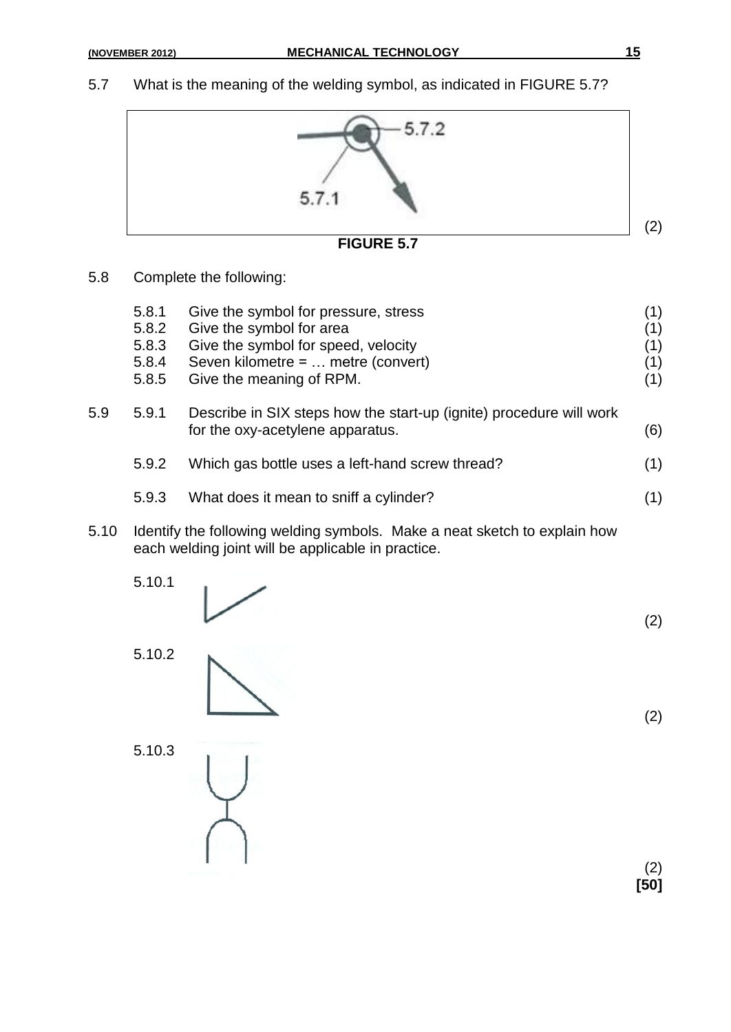5.7 What is the meaning of the welding symbol, as indicated in FIGURE 5.7? (2)

5.7.2

5.7.1

**FIGURE 5.7**

5.8 Complete the following:

| | | |
|---|---|---|
| 5.8.1 | Give the symbol for pressure, stress | (1) |
| 5.8.2 | Give the symbol for area | (1) |
| 5.8.3 | Give the symbol for speed, velocity | (1) |
| 5.8.4 | Seven kilometre = … metre (convert) | (1) |
| 5.8.5 | Give the meaning of RPM. | (1) |

5.9

5.9.1 Describe in SIX steps how the start-up (ignite) procedure will work for the oxy-acetylene apparatus. (6)

5.9.2 Which gas bottle uses a left-hand screw thread? (1)

5.9.3 What does it mean to sniff a cylinder? (1)

5.10 Identify the following welding symbols. Make a neat sketch to explain how each welding joint will be applicable in practice.

5.10.1 (2)

5.10.2 (2)

5.10.3 (2)

**[50]**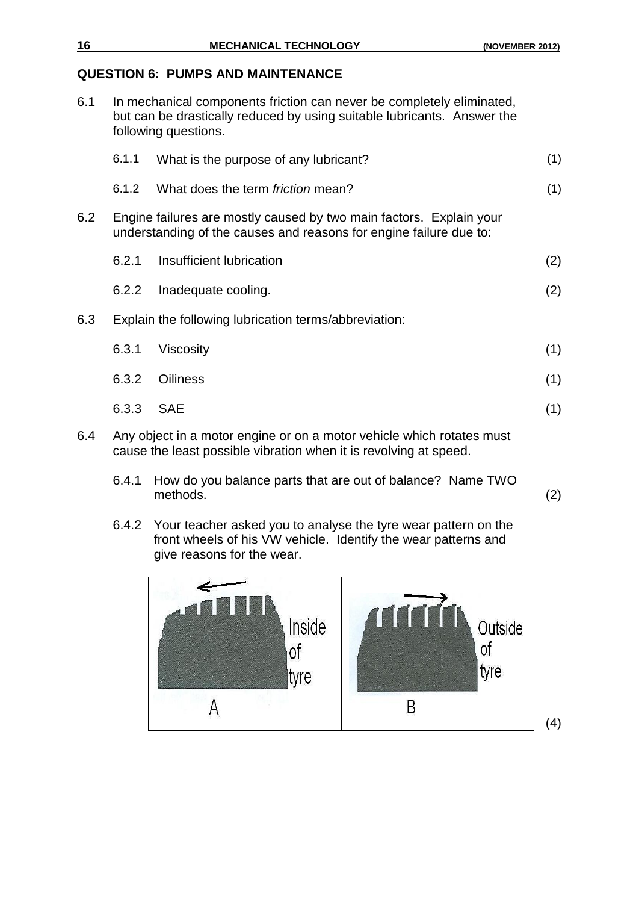## QUESTION 6: PUMPS AND MAINTENANCE

6.1 In mechanical components friction can never be completely eliminated, but can be drastically reduced by using suitable lubricants. Answer the following questions.

6.1.1 What is the purpose of any lubricant? (1)

6.1.2 What does the term *friction* mean? (1)

6.2 Engine failures are mostly caused by two main factors. Explain your understanding of the causes and reasons for engine failure due to:

6.2.1 Insufficient lubrication (2)

6.2.2 Inadequate cooling. (2)

6.3 Explain the following lubrication terms/abbreviation:

6.3.1 Viscosity (1)

6.3.2 Oiliness (1)

6.3.3 SAE (1)

6.4 Any object in a motor engine or on a motor vehicle which rotates must cause the least possible vibration when it is revolving at speed.

6.4.1 How do you balance parts that are out of balance? Name TWO methods. (2)

6.4.2 Your teacher asked you to analyse the tyre wear pattern on the front wheels of his VW vehicle. Identify the wear patterns and give reasons for the wear.

| Inside of tyre | Outside of tyre |
|---|---|
| A | B |

(4)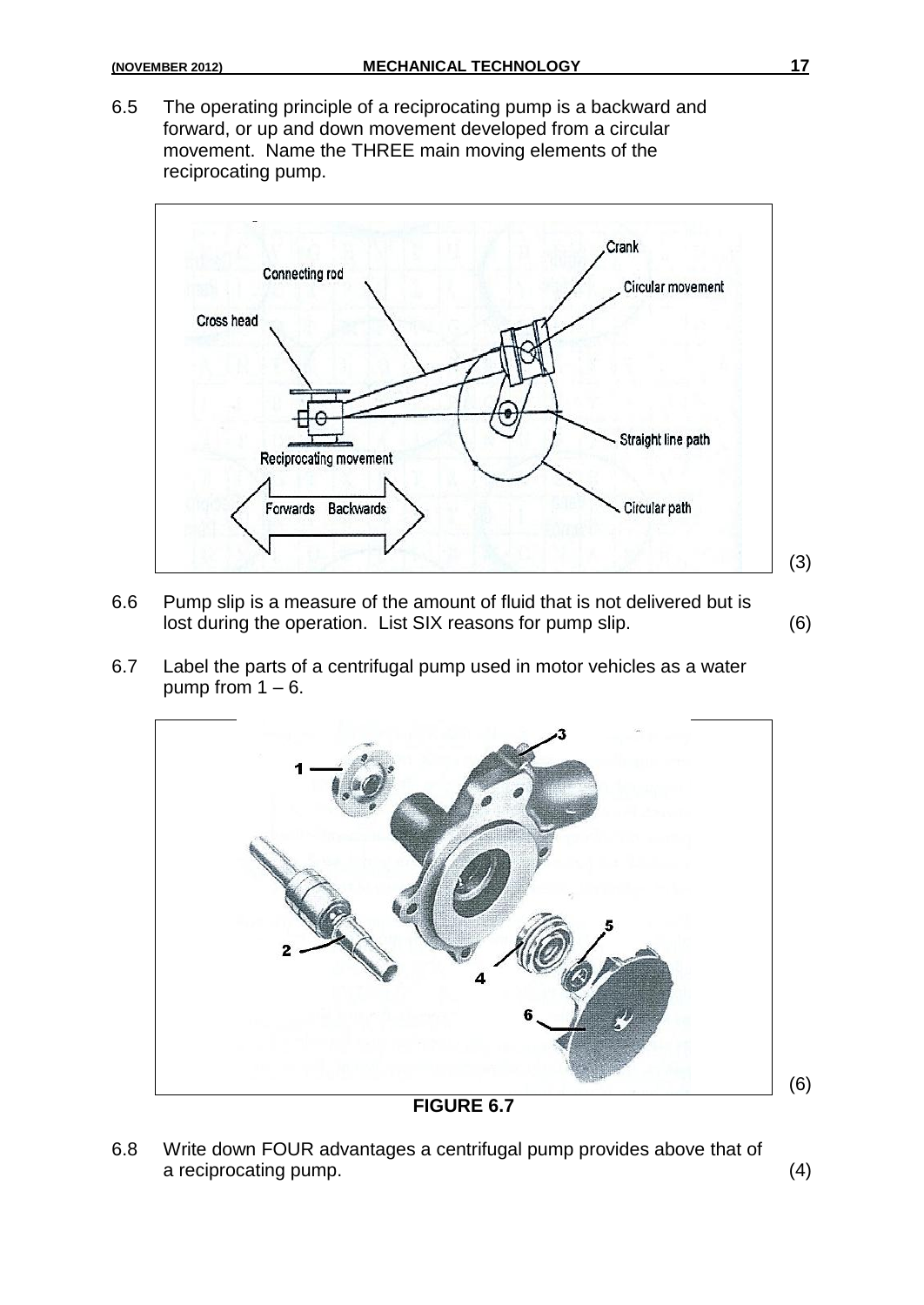6.5 The operating principle of a reciprocating pump is a backward and forward, or up and down movement developed from a circular movement. Name the THREE main moving elements of the reciprocating pump. (3)

6.6 Pump slip is a measure of the amount of fluid that is not delivered but is lost during the operation. List SIX reasons for pump slip. (6)

6.7 Label the parts of a centrifugal pump used in motor vehicles as a water pump from 1 – 6. (6)

**FIGURE 6.7**

6.8 Write down FOUR advantages a centrifugal pump provides above that of a reciprocating pump. (4)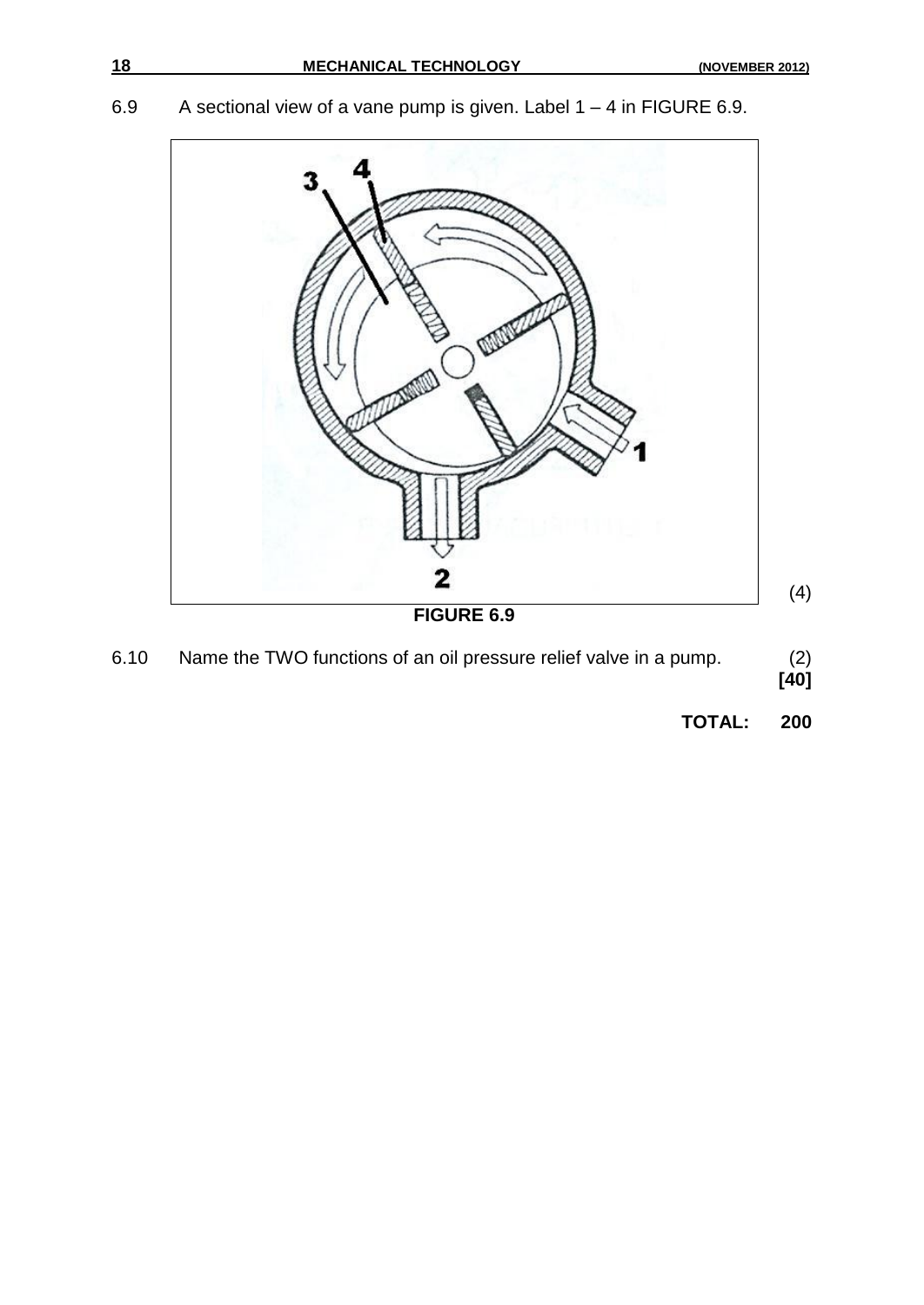6.9 A sectional view of a vane pump is given. Label 1 – 4 in FIGURE 6.9.

(4)

**FIGURE 6.9**

6.10 Name the TWO functions of an oil pressure relief valve in a pump. (2)

**[40]**

**TOTAL: 200**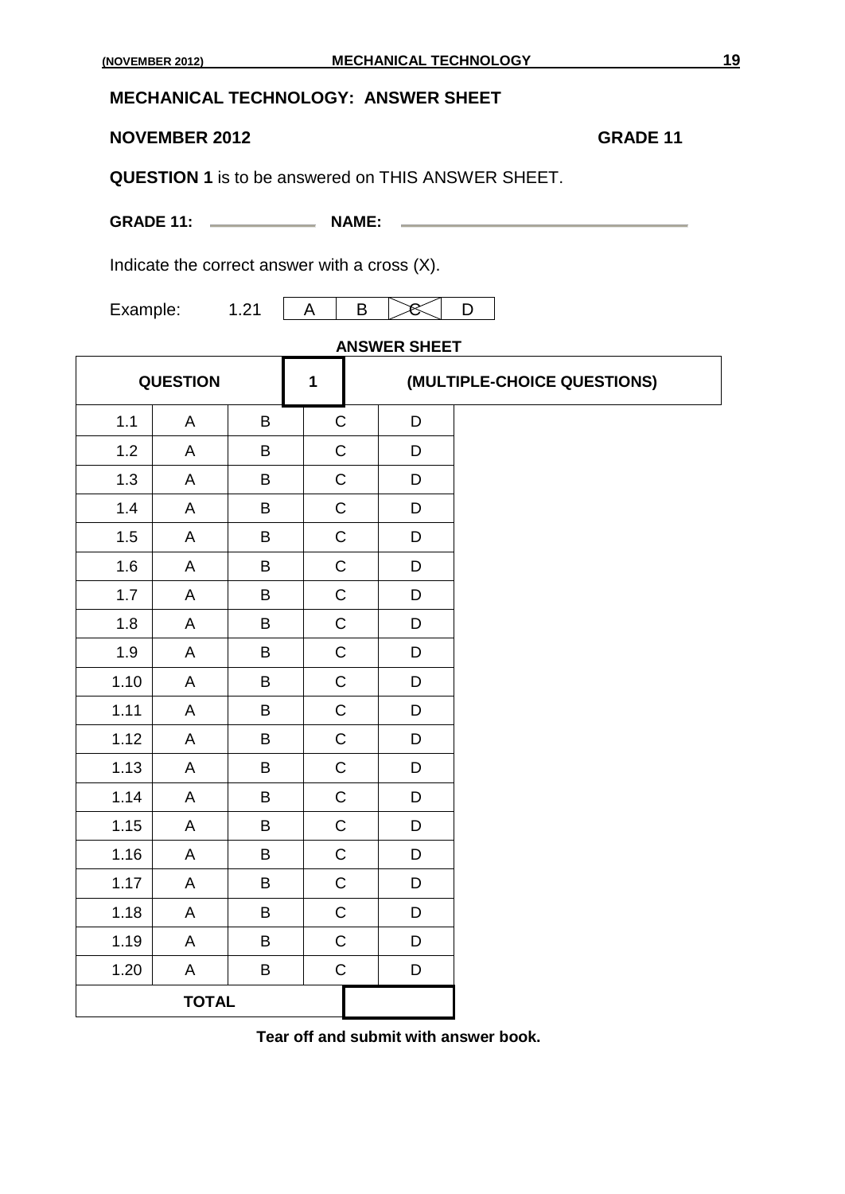## MECHANICAL TECHNOLOGY: ANSWER SHEET

**NOVEMBER 2012** **GRADE 11**

**QUESTION 1** is to be answered on THIS ANSWER SHEET.

**GRADE 11:** ____________ **NAME:** ________________________________

Indicate the correct answer with a cross (X).

Example: 1.21 | A | B | ~~C~~ | D |

**ANSWER SHEET**

| **QUESTION** | | | **1** | **(MULTIPLE-CHOICE QUESTIONS)** |
|---|---|---|---|---|
| 1.1 | A | B | C | D |
| 1.2 | A | B | C | D |
| 1.3 | A | B | C | D |
| 1.4 | A | B | C | D |
| 1.5 | A | B | C | D |
| 1.6 | A | B | C | D |
| 1.7 | A | B | C | D |
| 1.8 | A | B | C | D |
| 1.9 | A | B | C | D |
| 1.10 | A | B | C | D |
| 1.11 | A | B | C | D |
| 1.12 | A | B | C | D |
| 1.13 | A | B | C | D |
| 1.14 | A | B | C | D |
| 1.15 | A | B | C | D |
| 1.16 | A | B | C | D |
| 1.17 | A | B | C | D |
| 1.18 | A | B | C | D |
| 1.19 | A | B | C | D |
| 1.20 | A | B | C | D |
| **TOTAL** | | | | |

**Tear off and submit with answer book.**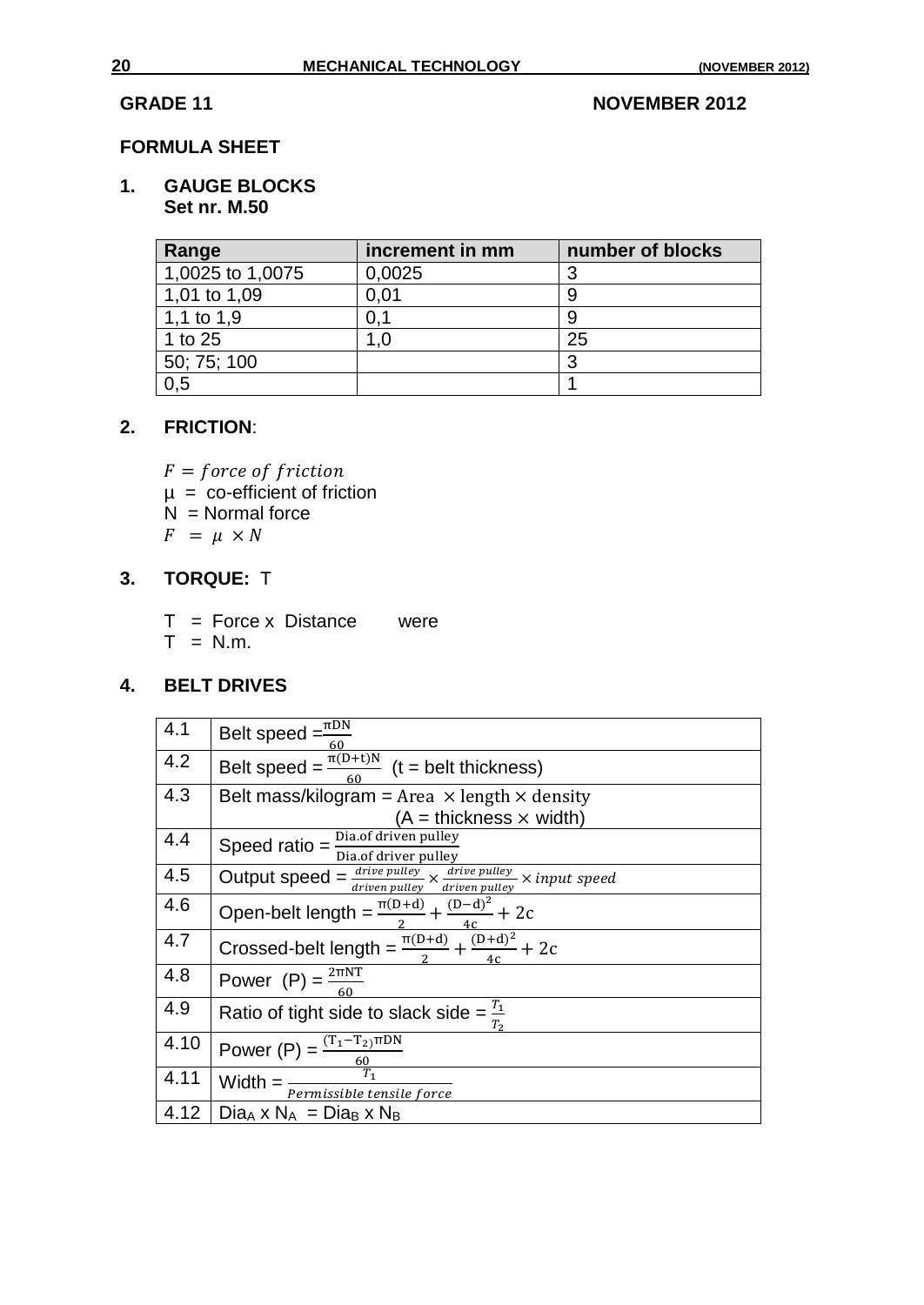**GRADE 11** **NOVEMBER 2012**

## FORMULA SHEET

### 1. GAUGE BLOCKS
**Set nr. M.50**

| Range | increment in mm | number of blocks |
|---|---|---|
| 1,0025 to 1,0075 | 0,0025 | 3 |
| 1,01 to 1,09 | 0,01 | 9 |
| 1,1 to 1,9 | 0,1 | 9 |
| 1 to 25 | 1,0 | 25 |
| 50; 75; 100 | | 3 |
| 0,5 | | 1 |

### 2. FRICTION:

$F = force\ of\ friction$
μ = co-efficient of friction
N = Normal force
$F = \mu \times N$

### 3. TORQUE: T

T = Force x Distance were
T = N.m.

### 4. BELT DRIVES

| | |
|---|---|
| 4.1 | Belt speed $= \frac{\pi DN}{60}$ |
| 4.2 | Belt speed $= \frac{\pi(D+t)N}{60}$ (t = belt thickness) |
| 4.3 | Belt mass/kilogram = $\text{Area} \times \text{length} \times \text{density}$ (A = thickness $\times$ width) |
| 4.4 | Speed ratio = $\frac{\text{Dia.of driven pulley}}{\text{Dia.of driver pulley}}$ |
| 4.5 | Output speed = $\frac{drive\ pulley}{driven\ pulley} \times \frac{drive\ pulley}{driven\ pulley} \times input\ speed$ |
| 4.6 | Open-belt length = $\frac{\pi(D+d)}{2} + \frac{(D-d)^2}{4c} + 2c$ |
| 4.7 | Crossed-belt length = $\frac{\pi(D+d)}{2} + \frac{(D+d)^2}{4c} + 2c$ |
| 4.8 | Power (P) = $\frac{2\pi NT}{60}$ |
| 4.9 | Ratio of tight side to slack side = $\frac{T_1}{T_2}$ |
| 4.10 | Power (P) = $\frac{(T_1 - T_2)\pi DN}{60}$ |
| 4.11 | Width = $\frac{T_1}{Permissible\ tensile\ force}$ |
| 4.12 | $Dia_A \times N_A = Dia_B \times N_B$ |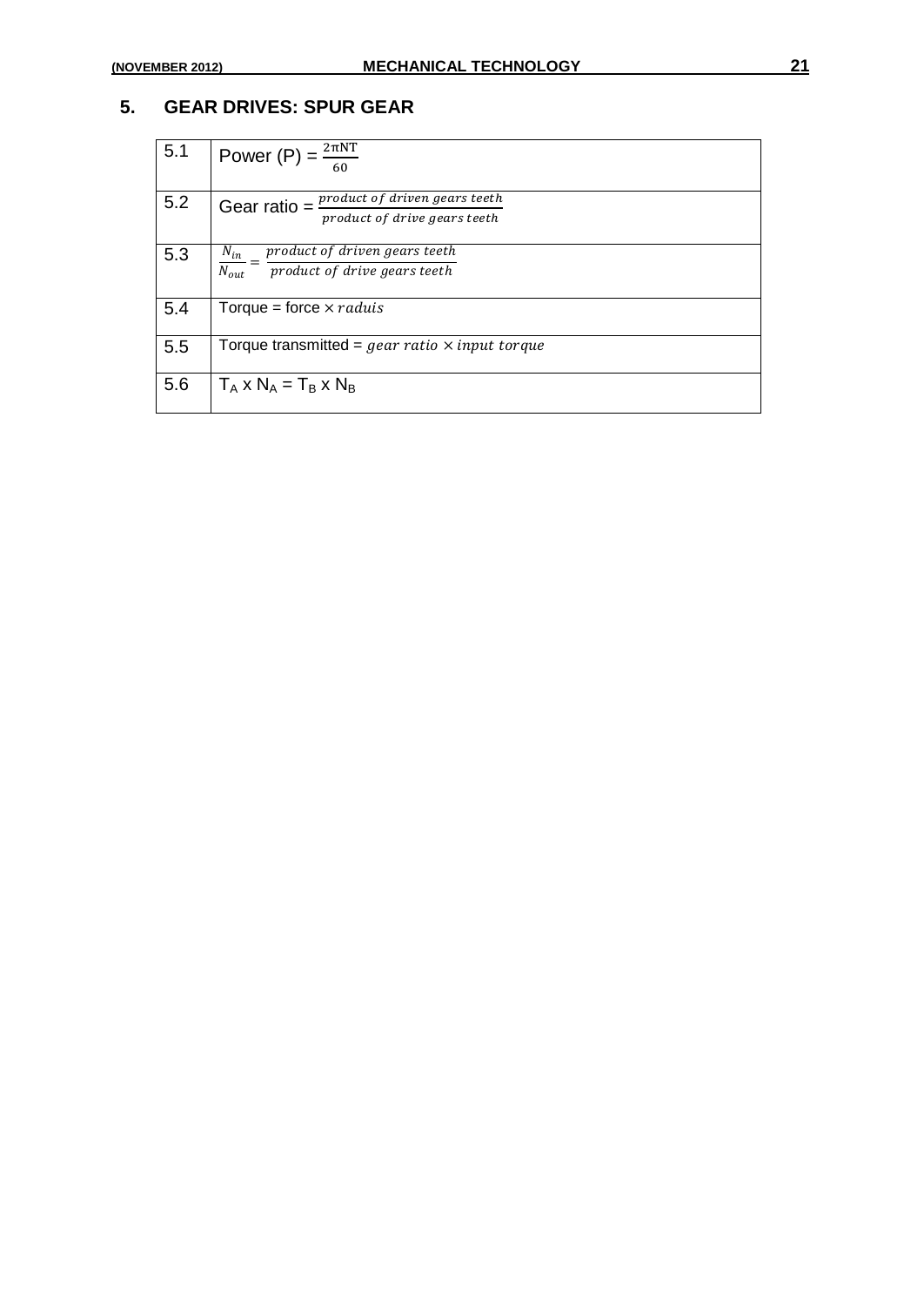## 5. GEAR DRIVES: SPUR GEAR

| | |
|---|---|
| 5.1 | Power (P) = $\frac{2\pi NT}{60}$ |
| 5.2 | Gear ratio = $\frac{product\ of\ driven\ gears\ teeth}{product\ of\ drive\ gears\ teeth}$ |
| 5.3 | $\frac{N_{in}}{N_{out}} = \frac{product\ of\ driven\ gears\ teeth}{product\ of\ drive\ gears\ teeth}$ |
| 5.4 | Torque = force $\times\ raduis$ |
| 5.5 | Torque transmitted = $gear\ ratio \times input\ torque$ |
| 5.6 | $T_A \times N_A = T_B \times N_B$ |